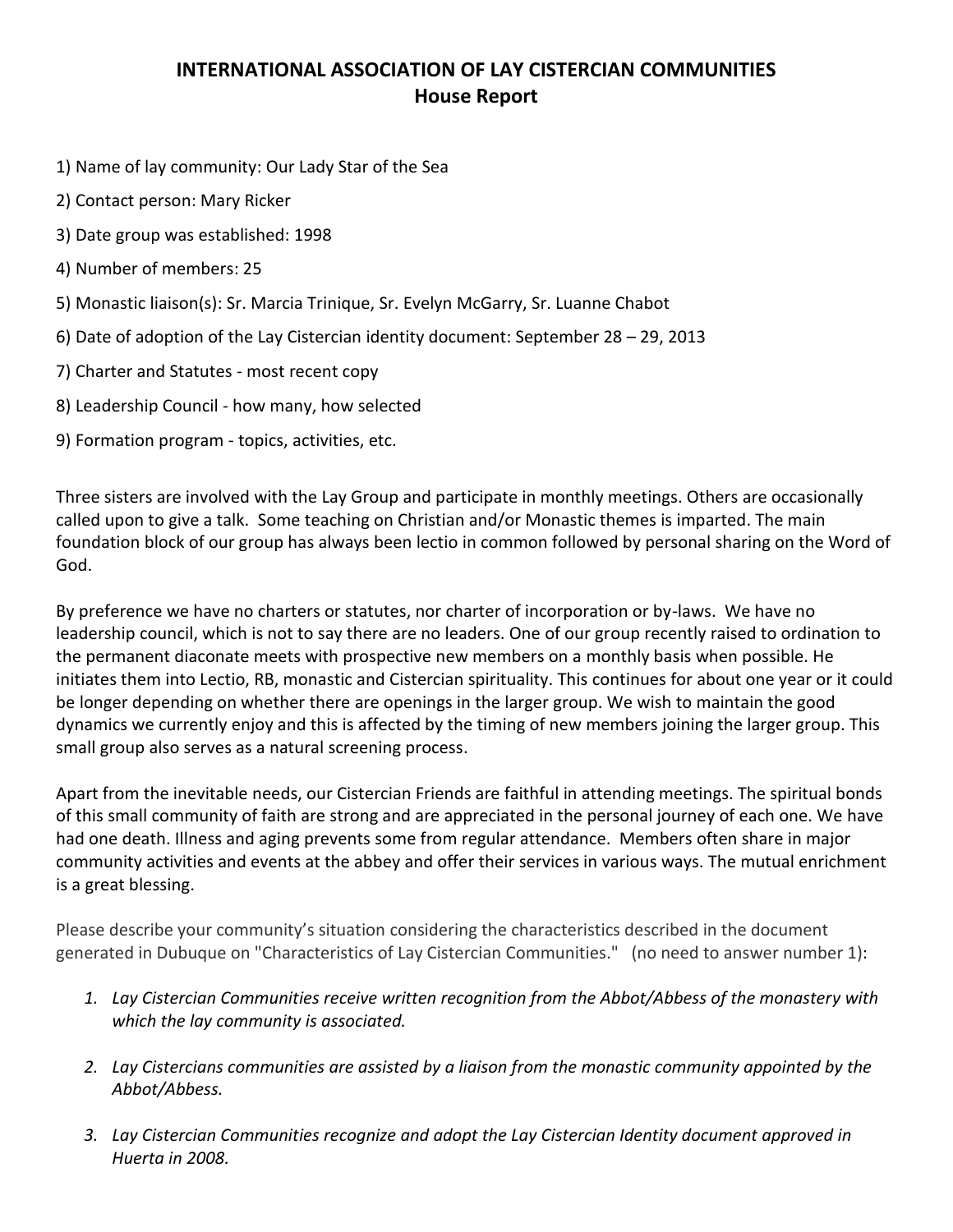# INTERNATIONAL ASSOCIATION OF LAY CISTERCIAN COMMUNITIES
## House Report

1) Name of lay community: Our Lady Star of the Sea

2) Contact person: Mary Ricker

3) Date group was established: 1998

4) Number of members: 25

5) Monastic liaison(s): Sr. Marcia Trinique, Sr. Evelyn McGarry, Sr. Luanne Chabot

6) Date of adoption of the Lay Cistercian identity document: September 28 – 29, 2013

7) Charter and Statutes - most recent copy

8) Leadership Council - how many, how selected

9) Formation program - topics, activities, etc.

Three sisters are involved with the Lay Group and participate in monthly meetings. Others are occasionally called upon to give a talk. Some teaching on Christian and/or Monastic themes is imparted. The main foundation block of our group has always been lectio in common followed by personal sharing on the Word of God.

By preference we have no charters or statutes, nor charter of incorporation or by-laws. We have no leadership council, which is not to say there are no leaders. One of our group recently raised to ordination to the permanent diaconate meets with prospective new members on a monthly basis when possible. He initiates them into Lectio, RB, monastic and Cistercian spirituality. This continues for about one year or it could be longer depending on whether there are openings in the larger group. We wish to maintain the good dynamics we currently enjoy and this is affected by the timing of new members joining the larger group. This small group also serves as a natural screening process.

Apart from the inevitable needs, our Cistercian Friends are faithful in attending meetings. The spiritual bonds of this small community of faith are strong and are appreciated in the personal journey of each one. We have had one death. Illness and aging prevents some from regular attendance. Members often share in major community activities and events at the abbey and offer their services in various ways. The mutual enrichment is a great blessing.

Please describe your community's situation considering the characteristics described in the document generated in Dubuque on "Characteristics of Lay Cistercian Communities." (no need to answer number 1):

1. *Lay Cistercian Communities receive written recognition from the Abbot/Abbess of the monastery with which the lay community is associated.*

2. *Lay Cistercians communities are assisted by a liaison from the monastic community appointed by the Abbot/Abbess.*

3. *Lay Cistercian Communities recognize and adopt the Lay Cistercian Identity document approved in Huerta in 2008.*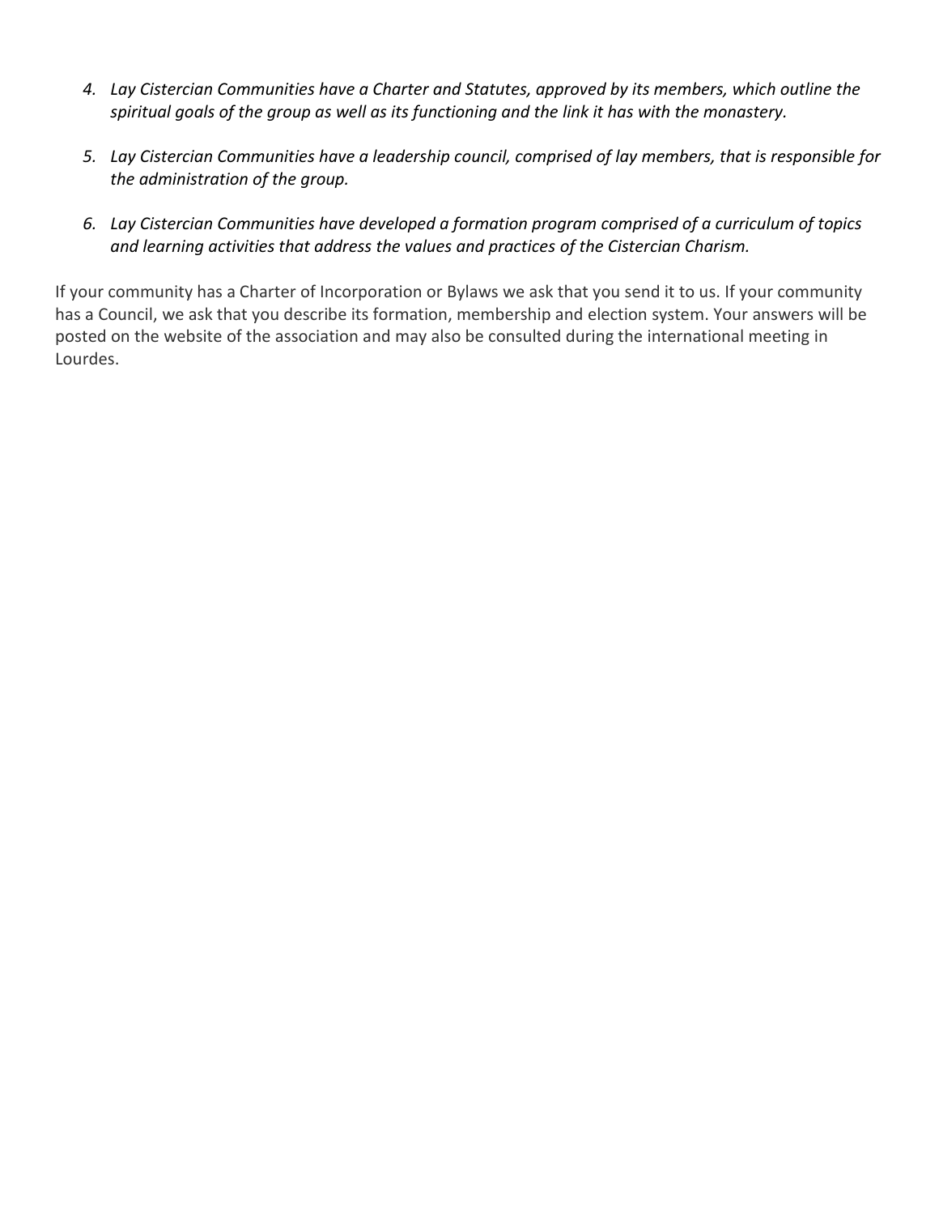4. *Lay Cistercian Communities have a Charter and Statutes, approved by its members, which outline the spiritual goals of the group as well as its functioning and the link it has with the monastery.*

5. *Lay Cistercian Communities have a leadership council, comprised of lay members, that is responsible for the administration of the group.*

6. *Lay Cistercian Communities have developed a formation program comprised of a curriculum of topics and learning activities that address the values and practices of the Cistercian Charism.*

If your community has a Charter of Incorporation or Bylaws we ask that you send it to us. If your community has a Council, we ask that you describe its formation, membership and election system. Your answers will be posted on the website of the association and may also be consulted during the international meeting in Lourdes.